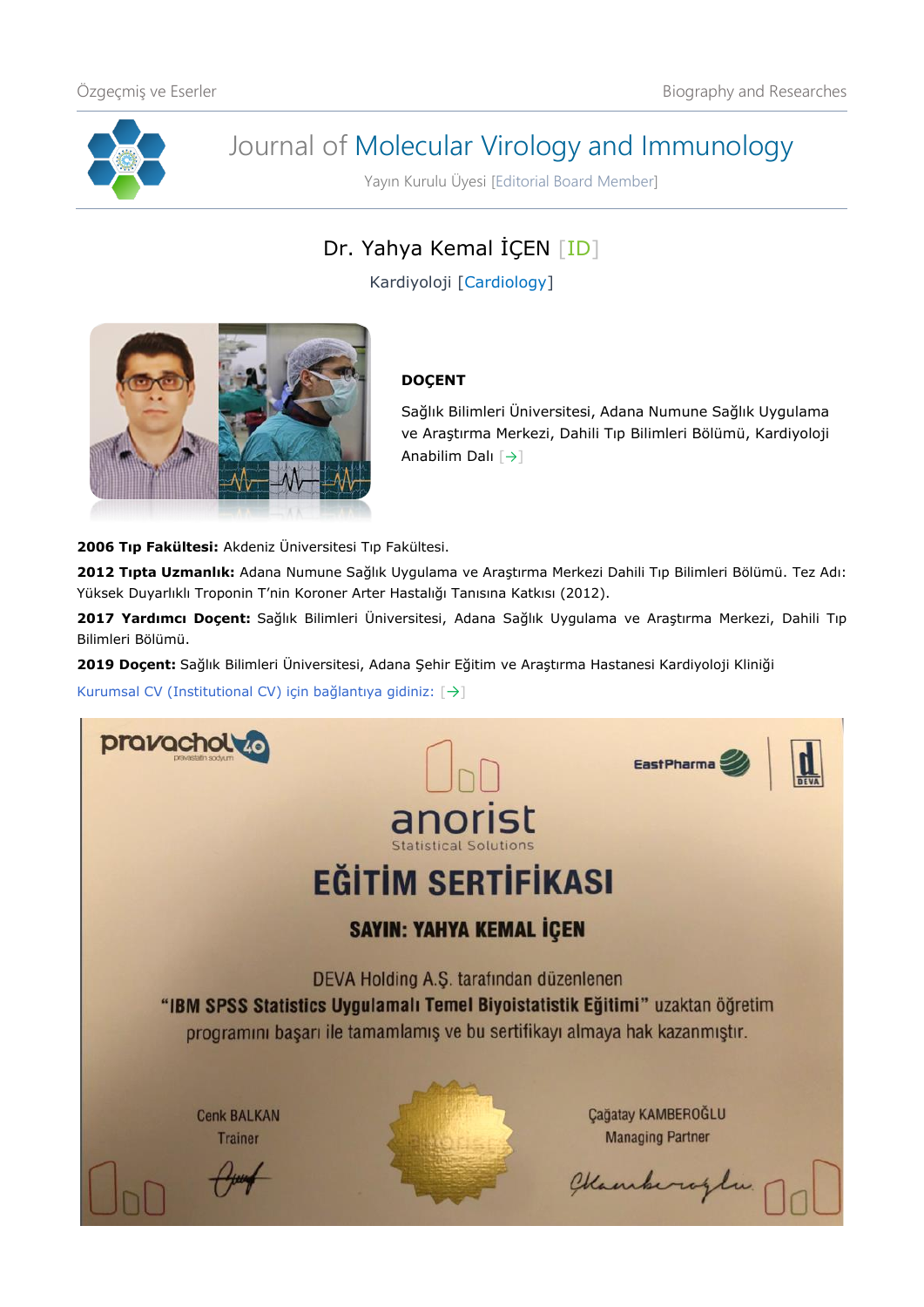# Journal of Molecular Virology and Immunology

Yayın Kurulu Üyesi [Editorial Board Member]

## Dr. Yahya Kemal İÇEN [ID]

Kardiyoloji [Cardiology]

**DOÇENT**

Sağlık Bilimleri Üniversitesi, Adana Numune Sağlık Uygulama ve Araştırma Merkezi, Dahili Tıp Bilimleri Bölümü, Kardiyoloji Anabilim Dalı [→]

**2006 Tıp Fakültesi:** Akdeniz Üniversitesi Tıp Fakültesi.

**2012 Tıpta Uzmanlık:** Adana Numune Sağlık Uygulama ve Araştırma Merkezi Dahili Tıp Bilimleri Bölümü. Tez Adı: Yüksek Duyarlıklı Troponin T'nin Koroner Arter Hastalığı Tanısına Katkısı (2012).

**2017 Yardımcı Doçent:** Sağlık Bilimleri Üniversitesi, Adana Sağlık Uygulama ve Araştırma Merkezi, Dahili Tıp Bilimleri Bölümü.

**2019 Doçent:** Sağlık Bilimleri Üniversitesi, Adana Şehir Eğitim ve Araştırma Hastanesi Kardiyoloji Kliniği

Kurumsal CV (Institutional CV) için bağlantıya gidiniz: [→]

pravachol 40

EastPharma

anorist
Statistical Solutions

**EĞİTİM SERTİFİKASI**

**SAYIN: YAHYA KEMAL İÇEN**

DEVA Holding A.Ş. tarafından düzenlenen
**"IBM SPSS Statistics Uygulamalı Temel Biyoistatistik Eğitimi"** uzaktan öğretim programını başarı ile tamamlamış ve bu sertifikayı almaya hak kazanmıştır.

Cenk BALKAN
Trainer

Çağatay KAMBEROĞLU
Managing Partner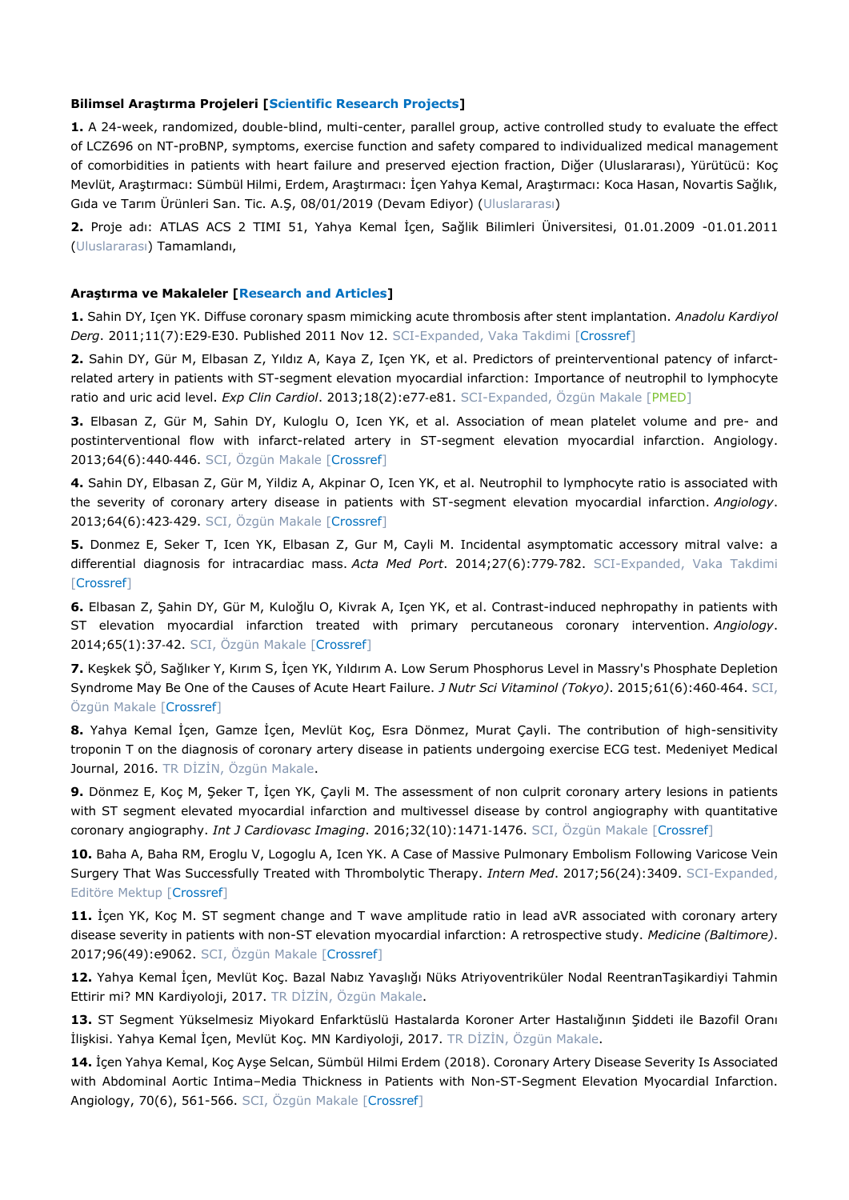**Bilimsel Araştırma Projeleri [Scientific Research Projects]**

**1.** A 24-week, randomized, double-blind, multi-center, parallel group, active controlled study to evaluate the effect of LCZ696 on NT-proBNP, symptoms, exercise function and safety compared to individualized medical management of comorbidities in patients with heart failure and preserved ejection fraction, Diğer (Uluslararası), Yürütücü: Koç Mevlüt, Araştırmacı: Sümbül Hilmi, Erdem, Araştırmacı: İçen Yahya Kemal, Araştırmacı: Koca Hasan, Novartis Sağlık, Gıda ve Tarım Ürünleri San. Tic. A.Ş, 08/01/2019 (Devam Ediyor) (Uluslararası)

**2.** Proje adı: ATLAS ACS 2 TIMI 51, Yahya Kemal İçen, Sağlık Bilimleri Üniversitesi, 01.01.2009 -01.01.2011 (Uluslararası) Tamamlandı,

**Araştırma ve Makaleler [Research and Articles]**

**1.** Sahin DY, Içen YK. Diffuse coronary spasm mimicking acute thrombosis after stent implantation. *Anadolu Kardiyol Derg*. 2011;11(7):E29-E30. Published 2011 Nov 12. SCI-Expanded, Vaka Takdimi [Crossref]

**2.** Sahin DY, Gür M, Elbasan Z, Yıldız A, Kaya Z, Içen YK, et al. Predictors of preinterventional patency of infarct-related artery in patients with ST-segment elevation myocardial infarction: Importance of neutrophil to lymphocyte ratio and uric acid level. *Exp Clin Cardiol*. 2013;18(2):e77-e81. SCI-Expanded, Özgün Makale [PMED]

**3.** Elbasan Z, Gür M, Sahin DY, Kuloglu O, Icen YK, et al. Association of mean platelet volume and pre- and postinterventional flow with infarct-related artery in ST-segment elevation myocardial infarction. Angiology. 2013;64(6):440-446. SCI, Özgün Makale [Crossref]

**4.** Sahin DY, Elbasan Z, Gür M, Yildiz A, Akpinar O, Icen YK, et al. Neutrophil to lymphocyte ratio is associated with the severity of coronary artery disease in patients with ST-segment elevation myocardial infarction. *Angiology*. 2013;64(6):423-429. SCI, Özgün Makale [Crossref]

**5.** Donmez E, Seker T, Icen YK, Elbasan Z, Gur M, Cayli M. Incidental asymptomatic accessory mitral valve: a differential diagnosis for intracardiac mass. *Acta Med Port*. 2014;27(6):779-782. SCI-Expanded, Vaka Takdimi [Crossref]

**6.** Elbasan Z, Şahin DY, Gür M, Kuloğlu O, Kivrak A, Içen YK, et al. Contrast-induced nephropathy in patients with ST elevation myocardial infarction treated with primary percutaneous coronary intervention. *Angiology*. 2014;65(1):37-42. SCI, Özgün Makale [Crossref]

**7.** Keşkek ŞÖ, Sağlıker Y, Kırım S, İçen YK, Yıldırım A. Low Serum Phosphorus Level in Massry's Phosphate Depletion Syndrome May Be One of the Causes of Acute Heart Failure. *J Nutr Sci Vitaminol (Tokyo)*. 2015;61(6):460-464. SCI, Özgün Makale [Crossref]

**8.** Yahya Kemal İçen, Gamze İçen, Mevlüt Koç, Esra Dönmez, Murat Çayli. The contribution of high-sensitivity troponin T on the diagnosis of coronary artery disease in patients undergoing exercise ECG test. Medeniyet Medical Journal, 2016. TR DİZİN, Özgün Makale.

**9.** Dönmez E, Koç M, Şeker T, İçen YK, Çayli M. The assessment of non culprit coronary artery lesions in patients with ST segment elevated myocardial infarction and multivessel disease by control angiography with quantitative coronary angiography. *Int J Cardiovasc Imaging*. 2016;32(10):1471-1476. SCI, Özgün Makale [Crossref]

**10.** Baha A, Baha RM, Eroglu V, Logoglu A, Icen YK. A Case of Massive Pulmonary Embolism Following Varicose Vein Surgery That Was Successfully Treated with Thrombolytic Therapy. *Intern Med*. 2017;56(24):3409. SCI-Expanded, Editöre Mektup [Crossref]

**11.** İçen YK, Koç M. ST segment change and T wave amplitude ratio in lead aVR associated with coronary artery disease severity in patients with non-ST elevation myocardial infarction: A retrospective study. *Medicine (Baltimore)*. 2017;96(49):e9062. SCI, Özgün Makale [Crossref]

**12.** Yahya Kemal İçen, Mevlüt Koç. Bazal Nabız Yavaşlığı Nüks Atriyoventriküler Nodal ReentranTaşikardiyi Tahmin Ettirir mi? MN Kardiyoloji, 2017. TR DİZİN, Özgün Makale.

**13.** ST Segment Yükselmesiz Miyokard Enfarktüslü Hastalarda Koroner Arter Hastalığının Şiddeti ile Bazofil Oranı İlişkisi. Yahya Kemal İçen, Mevlüt Koç. MN Kardiyoloji, 2017. TR DİZİN, Özgün Makale.

**14.** İçen Yahya Kemal, Koç Ayşe Selcan, Sümbül Hilmi Erdem (2018). Coronary Artery Disease Severity Is Associated with Abdominal Aortic Intima–Media Thickness in Patients with Non-ST-Segment Elevation Myocardial Infarction. Angiology, 70(6), 561-566. SCI, Özgün Makale [Crossref]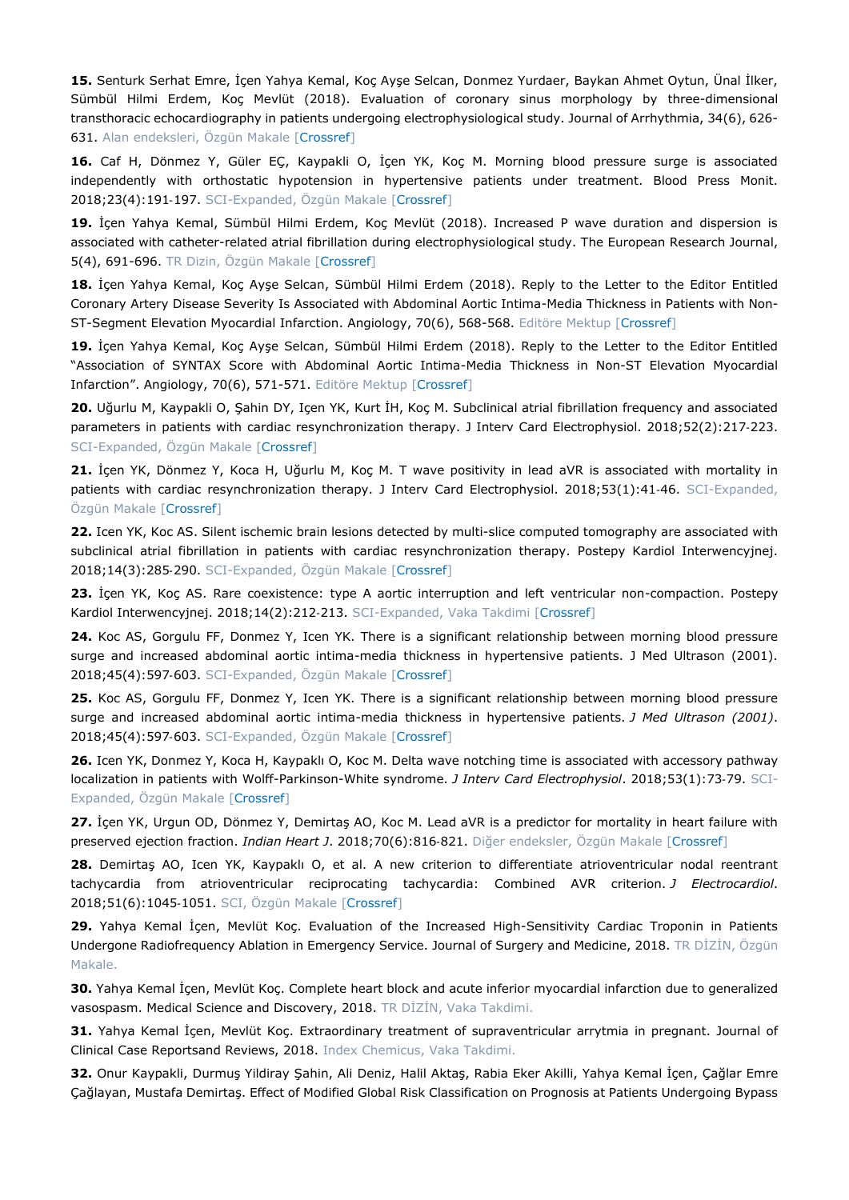**15.** Senturk Serhat Emre, İçen Yahya Kemal, Koç Ayşe Selcan, Donmez Yurdaer, Baykan Ahmet Oytun, Ünal İlker, Sümbül Hilmi Erdem, Koç Mevlüt (2018). Evaluation of coronary sinus morphology by three-dimensional transthoracic echocardiography in patients undergoing electrophysiological study. Journal of Arrhythmia, 34(6), 626-631. Alan endeksleri, Özgün Makale [Crossref]

**16.** Caf H, Dönmez Y, Güler EÇ, Kaypakli O, İçen YK, Koç M. Morning blood pressure surge is associated independently with orthostatic hypotension in hypertensive patients under treatment. Blood Press Monit. 2018;23(4):191-197. SCI-Expanded, Özgün Makale [Crossref]

**19.** İçen Yahya Kemal, Sümbül Hilmi Erdem, Koç Mevlüt (2018). Increased P wave duration and dispersion is associated with catheter-related atrial fibrillation during electrophysiological study. The European Research Journal, 5(4), 691-696. TR Dizin, Özgün Makale [Crossref]

**18.** İçen Yahya Kemal, Koç Ayşe Selcan, Sümbül Hilmi Erdem (2018). Reply to the Letter to the Editor Entitled Coronary Artery Disease Severity Is Associated with Abdominal Aortic Intima-Media Thickness in Patients with Non-ST-Segment Elevation Myocardial Infarction. Angiology, 70(6), 568-568. Editöre Mektup [Crossref]

**19.** İçen Yahya Kemal, Koç Ayşe Selcan, Sümbül Hilmi Erdem (2018). Reply to the Letter to the Editor Entitled "Association of SYNTAX Score with Abdominal Aortic Intima-Media Thickness in Non-ST Elevation Myocardial Infarction". Angiology, 70(6), 571-571. Editöre Mektup [Crossref]

**20.** Uğurlu M, Kaypakli O, Şahin DY, Içen YK, Kurt İH, Koç M. Subclinical atrial fibrillation frequency and associated parameters in patients with cardiac resynchronization therapy. J Interv Card Electrophysiol. 2018;52(2):217-223. SCI-Expanded, Özgün Makale [Crossref]

**21.** İçen YK, Dönmez Y, Koca H, Uğurlu M, Koç M. T wave positivity in lead aVR is associated with mortality in patients with cardiac resynchronization therapy. J Interv Card Electrophysiol. 2018;53(1):41-46. SCI-Expanded, Özgün Makale [Crossref]

**22.** Icen YK, Koc AS. Silent ischemic brain lesions detected by multi-slice computed tomography are associated with subclinical atrial fibrillation in patients with cardiac resynchronization therapy. Postepy Kardiol Interwencyjnej. 2018;14(3):285-290. SCI-Expanded, Özgün Makale [Crossref]

**23.** İçen YK, Koç AS. Rare coexistence: type A aortic interruption and left ventricular non-compaction. Postepy Kardiol Interwencyjnej. 2018;14(2):212-213. SCI-Expanded, Vaka Takdimi [Crossref]

**24.** Koc AS, Gorgulu FF, Donmez Y, Icen YK. There is a significant relationship between morning blood pressure surge and increased abdominal aortic intima-media thickness in hypertensive patients. J Med Ultrason (2001). 2018;45(4):597-603. SCI-Expanded, Özgün Makale [Crossref]

**25.** Koc AS, Gorgulu FF, Donmez Y, Icen YK. There is a significant relationship between morning blood pressure surge and increased abdominal aortic intima-media thickness in hypertensive patients. *J Med Ultrason (2001)*. 2018;45(4):597-603. SCI-Expanded, Özgün Makale [Crossref]

**26.** Icen YK, Donmez Y, Koca H, Kaypaklı O, Koc M. Delta wave notching time is associated with accessory pathway localization in patients with Wolff-Parkinson-White syndrome. *J Interv Card Electrophysiol*. 2018;53(1):73-79. SCI-Expanded, Özgün Makale [Crossref]

**27.** İçen YK, Urgun OD, Dönmez Y, Demirtaş AO, Koc M. Lead aVR is a predictor for mortality in heart failure with preserved ejection fraction. *Indian Heart J*. 2018;70(6):816-821. Diğer endeksler, Özgün Makale [Crossref]

**28.** Demirtaş AO, Icen YK, Kaypaklı O, et al. A new criterion to differentiate atrioventricular nodal reentrant tachycardia from atrioventricular reciprocating tachycardia: Combined AVR criterion. *J Electrocardiol*. 2018;51(6):1045-1051. SCI, Özgün Makale [Crossref]

**29.** Yahya Kemal İçen, Mevlüt Koç. Evaluation of the Increased High-Sensitivity Cardiac Troponin in Patients Undergone Radiofrequency Ablation in Emergency Service. Journal of Surgery and Medicine, 2018. TR DİZİN, Özgün Makale.

**30.** Yahya Kemal İçen, Mevlüt Koç. Complete heart block and acute inferior myocardial infarction due to generalized vasospasm. Medical Science and Discovery, 2018. TR DİZİN, Vaka Takdimi.

**31.** Yahya Kemal İçen, Mevlüt Koç. Extraordinary treatment of supraventricular arrytmia in pregnant. Journal of Clinical Case Reportsand Reviews, 2018. Index Chemicus, Vaka Takdimi.

**32.** Onur Kaypakli, Durmuş Yildiray Şahin, Ali Deniz, Halil Aktaş, Rabia Eker Akilli, Yahya Kemal İçen, Çağlar Emre Çağlayan, Mustafa Demirtaş. Effect of Modified Global Risk Classification on Prognosis at Patients Undergoing Bypass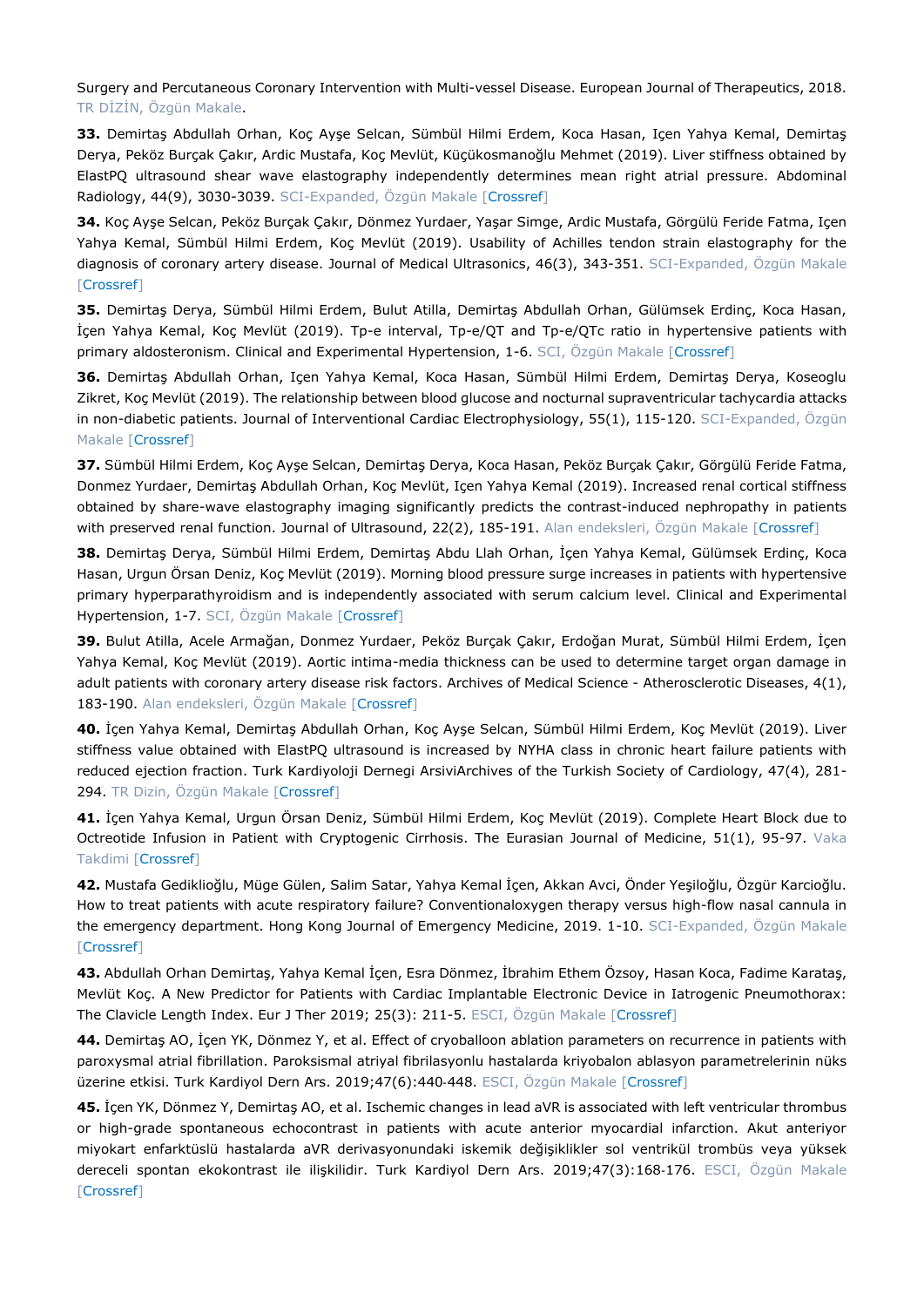Surgery and Percutaneous Coronary Intervention with Multi-vessel Disease. European Journal of Therapeutics, 2018. TR DİZİN, Özgün Makale.

**33.** Demirtaş Abdullah Orhan, Koç Ayşe Selcan, Sümbül Hilmi Erdem, Koca Hasan, Içen Yahya Kemal, Demirtaş Derya, Peköz Burçak Çakır, Ardic Mustafa, Koç Mevlüt, Küçükosmanoğlu Mehmet (2019). Liver stiffness obtained by ElastPQ ultrasound shear wave elastography independently determines mean right atrial pressure. Abdominal Radiology, 44(9), 3030-3039. SCI-Expanded, Özgün Makale [Crossref]

**34.** Koç Ayşe Selcan, Peköz Burçak Çakır, Dönmez Yurdaer, Yaşar Simge, Ardic Mustafa, Görgülü Feride Fatma, Içen Yahya Kemal, Sümbül Hilmi Erdem, Koç Mevlüt (2019). Usability of Achilles tendon strain elastography for the diagnosis of coronary artery disease. Journal of Medical Ultrasonics, 46(3), 343-351. SCI-Expanded, Özgün Makale [Crossref]

**35.** Demirtaş Derya, Sümbül Hilmi Erdem, Bulut Atilla, Demirtaş Abdullah Orhan, Gülümsek Erdinç, Koca Hasan, İçen Yahya Kemal, Koç Mevlüt (2019). Tp-e interval, Tp-e/QT and Tp-e/QTc ratio in hypertensive patients with primary aldosteronism. Clinical and Experimental Hypertension, 1-6. SCI, Özgün Makale [Crossref]

**36.** Demirtaş Abdullah Orhan, Içen Yahya Kemal, Koca Hasan, Sümbül Hilmi Erdem, Demirtaş Derya, Koseoglu Zikret, Koç Mevlüt (2019). The relationship between blood glucose and nocturnal supraventricular tachycardia attacks in non-diabetic patients. Journal of Interventional Cardiac Electrophysiology, 55(1), 115-120. SCI-Expanded, Özgün Makale [Crossref]

**37.** Sümbül Hilmi Erdem, Koç Ayşe Selcan, Demirtaş Derya, Koca Hasan, Peköz Burçak Çakır, Görgülü Feride Fatma, Donmez Yurdaer, Demirtaş Abdullah Orhan, Koç Mevlüt, Içen Yahya Kemal (2019). Increased renal cortical stiffness obtained by share-wave elastography imaging significantly predicts the contrast-induced nephropathy in patients with preserved renal function. Journal of Ultrasound, 22(2), 185-191. Alan endeksleri, Özgün Makale [Crossref]

**38.** Demirtaş Derya, Sümbül Hilmi Erdem, Demirtaş Abdu Llah Orhan, İçen Yahya Kemal, Gülümsek Erdinç, Koca Hasan, Urgun Örsan Deniz, Koç Mevlüt (2019). Morning blood pressure surge increases in patients with hypertensive primary hyperparathyroidism and is independently associated with serum calcium level. Clinical and Experimental Hypertension, 1-7. SCI, Özgün Makale [Crossref]

**39.** Bulut Atilla, Acele Armağan, Donmez Yurdaer, Peköz Burçak Çakır, Erdoğan Murat, Sümbül Hilmi Erdem, İçen Yahya Kemal, Koç Mevlüt (2019). Aortic intima-media thickness can be used to determine target organ damage in adult patients with coronary artery disease risk factors. Archives of Medical Science - Atherosclerotic Diseases, 4(1), 183-190. Alan endeksleri, Özgün Makale [Crossref]

**40.** İçen Yahya Kemal, Demirtaş Abdullah Orhan, Koç Ayşe Selcan, Sümbül Hilmi Erdem, Koç Mevlüt (2019). Liver stiffness value obtained with ElastPQ ultrasound is increased by NYHA class in chronic heart failure patients with reduced ejection fraction. Turk Kardiyoloji Dernegi ArsiviArchives of the Turkish Society of Cardiology, 47(4), 281-294. TR Dizin, Özgün Makale [Crossref]

**41.** İçen Yahya Kemal, Urgun Örsan Deniz, Sümbül Hilmi Erdem, Koç Mevlüt (2019). Complete Heart Block due to Octreotide Infusion in Patient with Cryptogenic Cirrhosis. The Eurasian Journal of Medicine, 51(1), 95-97. Vaka Takdimi [Crossref]

**42.** Mustafa Gedikli̇oğlu, Müge Gülen, Salim Satar, Yahya Kemal İçen, Akkan Avci, Önder Yeşiloğlu, Özgür Karcioğlu. How to treat patients with acute respiratory failure? Conventionaloxygen therapy versus high-flow nasal cannula in the emergency department. Hong Kong Journal of Emergency Medicine, 2019. 1-10. SCI-Expanded, Özgün Makale [Crossref]

**43.** Abdullah Orhan Demirtaş, Yahya Kemal İçen, Esra Dönmez, İbrahim Ethem Özsoy, Hasan Koca, Fadime Karataş, Mevlüt Koç. A New Predictor for Patients with Cardiac Implantable Electronic Device in Iatrogenic Pneumothorax: The Clavicle Length Index. Eur J Ther 2019; 25(3): 211-5. ESCI, Özgün Makale [Crossref]

**44.** Demirtaş AO, İçen YK, Dönmez Y, et al. Effect of cryoballoon ablation parameters on recurrence in patients with paroxysmal atrial fibrillation. Paroksismal atriyal fibrilasyonlu hastalarda kriyobalon ablasyon parametrelerinin nüks üzerine etkisi. Turk Kardiyol Dern Ars. 2019;47(6):440-448. ESCI, Özgün Makale [Crossref]

**45.** İçen YK, Dönmez Y, Demirtaş AO, et al. Ischemic changes in lead aVR is associated with left ventricular thrombus or high-grade spontaneous echocontrast in patients with acute anterior myocardial infarction. Akut anteriyor miyokart enfarktüslü hastalarda aVR derivasyonundaki iskemik değişiklikler sol ventrikül trombüs veya yüksek dereceli spontan ekokontrast ile ilişkilidir. Turk Kardiyol Dern Ars. 2019;47(3):168-176. ESCI, Özgün Makale [Crossref]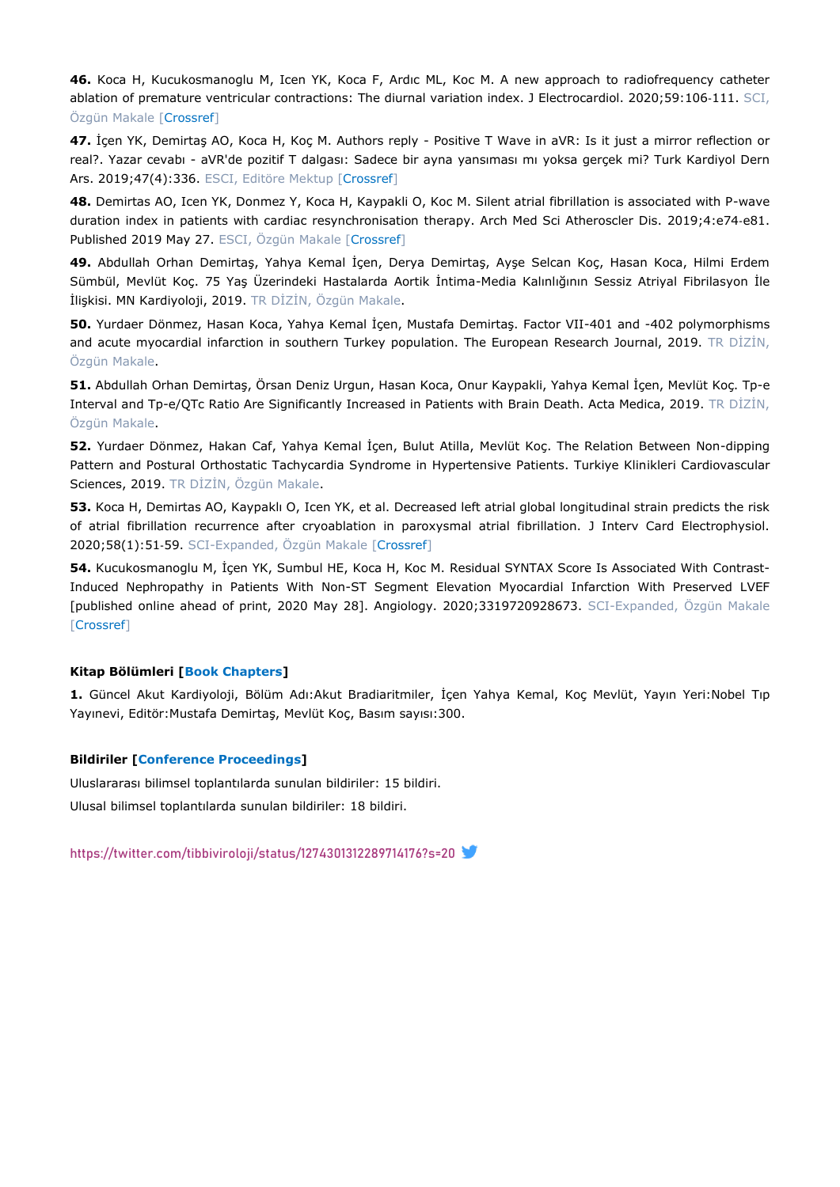**46.** Koca H, Kucukosmanoglu M, Icen YK, Koca F, Ardıc ML, Koc M. A new approach to radiofrequency catheter ablation of premature ventricular contractions: The diurnal variation index. J Electrocardiol. 2020;59:106-111. SCI, Özgün Makale [Crossref]

**47.** İçen YK, Demirtaş AO, Koca H, Koç M. Authors reply - Positive T Wave in aVR: Is it just a mirror reflection or real?. Yazar cevabı - aVR'de pozitif T dalgası: Sadece bir ayna yansıması mı yoksa gerçek mi? Turk Kardiyol Dern Ars. 2019;47(4):336. ESCI, Editöre Mektup [Crossref]

**48.** Demirtas AO, Icen YK, Donmez Y, Koca H, Kaypakli O, Koc M. Silent atrial fibrillation is associated with P-wave duration index in patients with cardiac resynchronisation therapy. Arch Med Sci Atheroscler Dis. 2019;4:e74-e81. Published 2019 May 27. ESCI, Özgün Makale [Crossref]

**49.** Abdullah Orhan Demirtaş, Yahya Kemal İçen, Derya Demirtaş, Ayşe Selcan Koç, Hasan Koca, Hilmi Erdem Sümbül, Mevlüt Koç. 75 Yaş Üzerindeki Hastalarda Aortik İntima-Media Kalınlığının Sessiz Atriyal Fibrilasyon İle İlişkisi. MN Kardiyoloji, 2019. TR DİZİN, Özgün Makale.

**50.** Yurdaer Dönmez, Hasan Koca, Yahya Kemal İçen, Mustafa Demirtaş. Factor VII-401 and -402 polymorphisms and acute myocardial infarction in southern Turkey population. The European Research Journal, 2019. TR DİZİN, Özgün Makale.

**51.** Abdullah Orhan Demirtaş, Örsan Deniz Urgun, Hasan Koca, Onur Kaypakli, Yahya Kemal İçen, Mevlüt Koç. Tp-e Interval and Tp-e/QTc Ratio Are Significantly Increased in Patients with Brain Death. Acta Medica, 2019. TR DİZİN, Özgün Makale.

**52.** Yurdaer Dönmez, Hakan Caf, Yahya Kemal İçen, Bulut Atilla, Mevlüt Koç. The Relation Between Non-dipping Pattern and Postural Orthostatic Tachycardia Syndrome in Hypertensive Patients. Turkiye Klinikleri Cardiovascular Sciences, 2019. TR DİZİN, Özgün Makale.

**53.** Koca H, Demirtas AO, Kaypaklı O, Icen YK, et al. Decreased left atrial global longitudinal strain predicts the risk of atrial fibrillation recurrence after cryoablation in paroxysmal atrial fibrillation. J Interv Card Electrophysiol. 2020;58(1):51-59. SCI-Expanded, Özgün Makale [Crossref]

**54.** Kucukosmanoglu M, İçen YK, Sumbul HE, Koca H, Koc M. Residual SYNTAX Score Is Associated With Contrast-Induced Nephropathy in Patients With Non-ST Segment Elevation Myocardial Infarction With Preserved LVEF [published online ahead of print, 2020 May 28]. Angiology. 2020;3319720928673. SCI-Expanded, Özgün Makale [Crossref]

**Kitap Bölümleri [Book Chapters]**

**1.** Güncel Akut Kardiyoloji, Bölüm Adı:Akut Bradiaritmiler, İçen Yahya Kemal, Koç Mevlüt, Yayın Yeri:Nobel Tıp Yayınevi, Editör:Mustafa Demirtaş, Mevlüt Koç, Basım sayısı:300.

**Bildiriler [Conference Proceedings]**

Uluslararası bilimsel toplantılarda sunulan bildiriler: 15 bildiri.

Ulusal bilimsel toplantılarda sunulan bildiriler: 18 bildiri.

https://twitter.com/tibbiviroloji/status/1274301312289714176?s=20